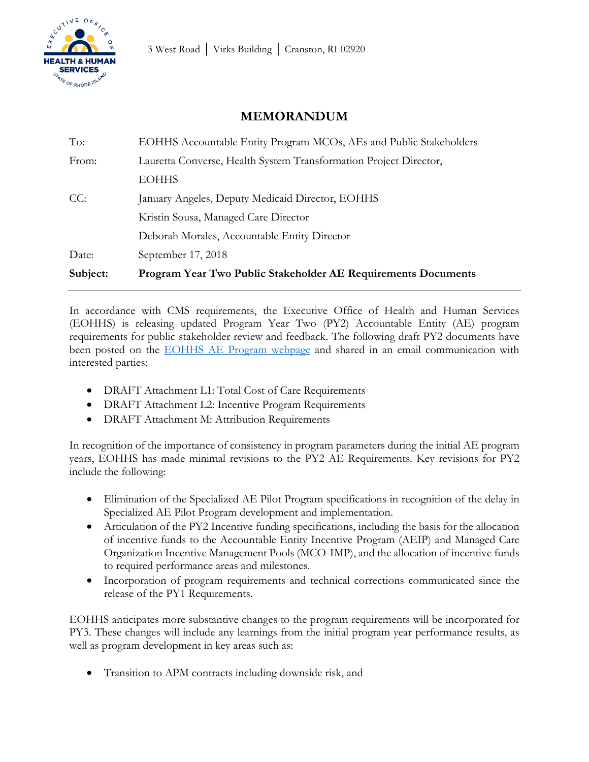3 West Road | Virks Building | Cranston, RI 02920

# MEMORANDUM

| | |
|---|---|
| To: | EOHHS Accountable Entity Program MCOs, AEs and Public Stakeholders |
| From: | Lauretta Converse, Health System Transformation Project Director, EOHHS |
| CC: | January Angeles, Deputy Medicaid Director, EOHHS |
| | Kristin Sousa, Managed Care Director |
| | Deborah Morales, Accountable Entity Director |
| Date: | September 17, 2018 |
| **Subject:** | **Program Year Two Public Stakeholder AE Requirements Documents** |

In accordance with CMS requirements, the Executive Office of Health and Human Services (EOHHS) is releasing updated Program Year Two (PY2) Accountable Entity (AE) program requirements for public stakeholder review and feedback. The following draft PY2 documents have been posted on the EOHHS AE Program webpage and shared in an email communication with interested parties:

- DRAFT Attachment L1: Total Cost of Care Requirements
- DRAFT Attachment L2: Incentive Program Requirements
- DRAFT Attachment M: Attribution Requirements

In recognition of the importance of consistency in program parameters during the initial AE program years, EOHHS has made minimal revisions to the PY2 AE Requirements. Key revisions for PY2 include the following:

- Elimination of the Specialized AE Pilot Program specifications in recognition of the delay in Specialized AE Pilot Program development and implementation.
- Articulation of the PY2 Incentive funding specifications, including the basis for the allocation of incentive funds to the Accountable Entity Incentive Program (AEIP) and Managed Care Organization Incentive Management Pools (MCO-IMP), and the allocation of incentive funds to required performance areas and milestones.
- Incorporation of program requirements and technical corrections communicated since the release of the PY1 Requirements.

EOHHS anticipates more substantive changes to the program requirements will be incorporated for PY3. These changes will include any learnings from the initial program year performance results, as well as program development in key areas such as:

- Transition to APM contracts including downside risk, and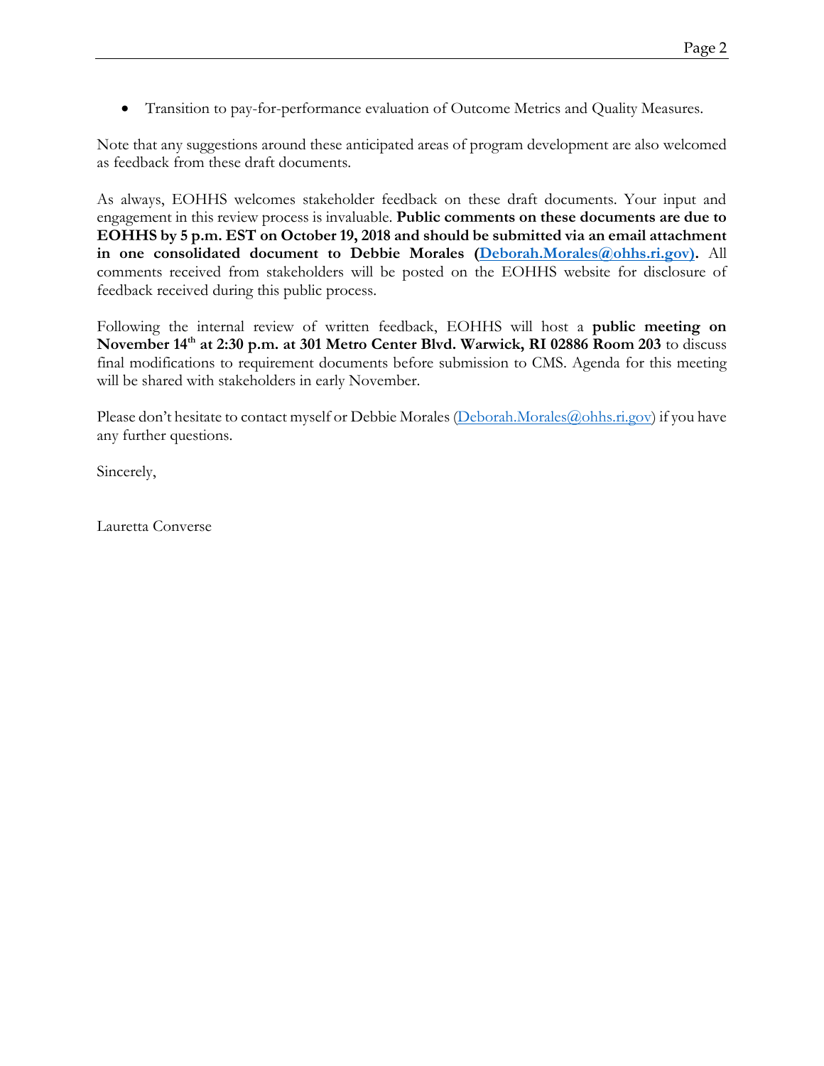- Transition to pay-for-performance evaluation of Outcome Metrics and Quality Measures.

Note that any suggestions around these anticipated areas of program development are also welcomed as feedback from these draft documents.

As always, EOHHS welcomes stakeholder feedback on these draft documents. Your input and engagement in this review process is invaluable. **Public comments on these documents are due to EOHHS by 5 p.m. EST on October 19, 2018 and should be submitted via an email attachment in one consolidated document to Debbie Morales (Deborah.Morales@ohhs.ri.gov).** All comments received from stakeholders will be posted on the EOHHS website for disclosure of feedback received during this public process.

Following the internal review of written feedback, EOHHS will host a **public meeting on November 14th at 2:30 p.m. at 301 Metro Center Blvd. Warwick, RI 02886 Room 203** to discuss final modifications to requirement documents before submission to CMS. Agenda for this meeting will be shared with stakeholders in early November.

Please don't hesitate to contact myself or Debbie Morales (Deborah.Morales@ohhs.ri.gov) if you have any further questions.

Sincerely,

Lauretta Converse